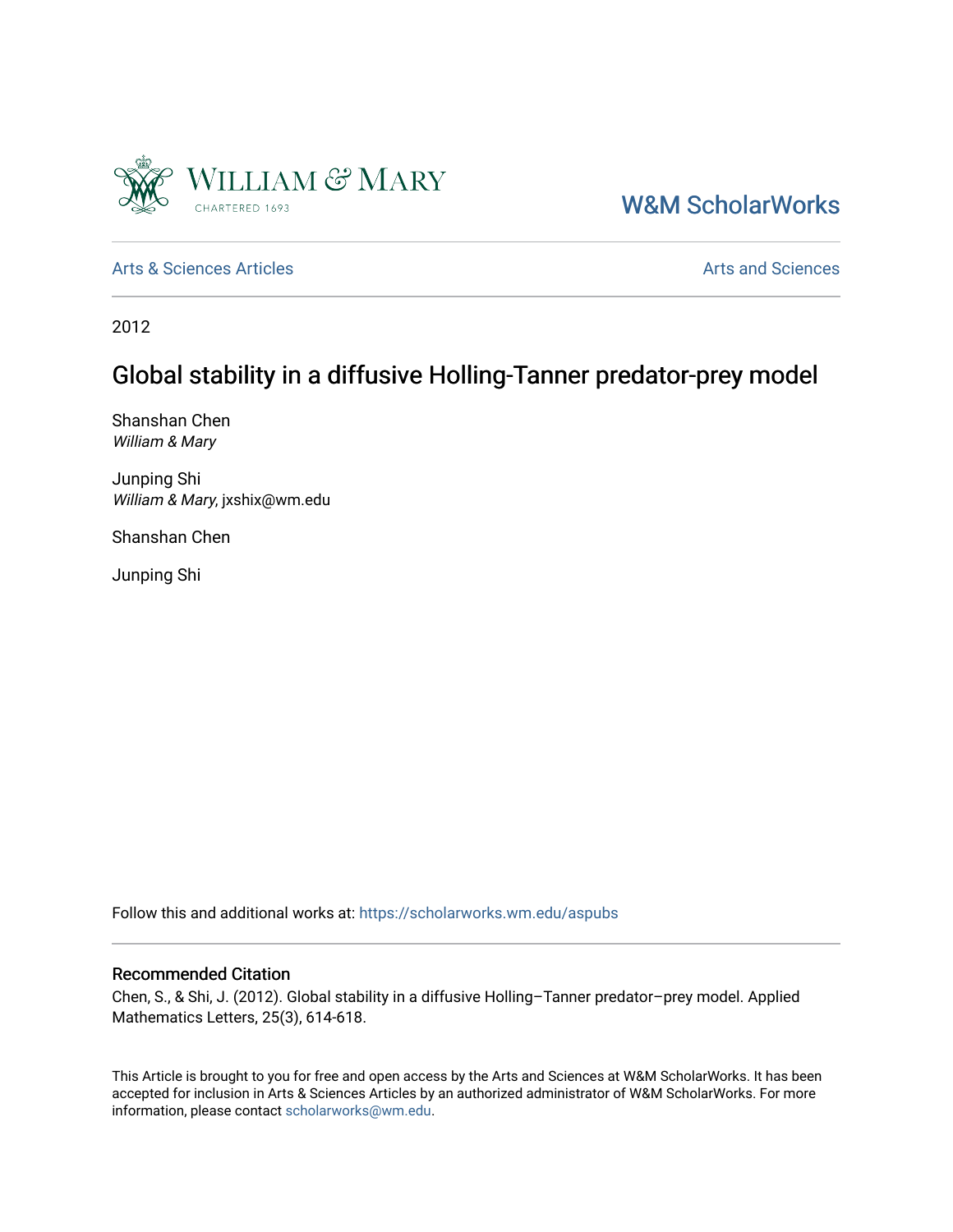William & Mary

W&M ScholarWorks

Arts & Sciences Articles

Arts and Sciences

2012

# Global stability in a diffusive Holling-Tanner predator-prey model

Shanshan Chen
*William & Mary*

Junping Shi
*William & Mary*, jxshix@wm.edu

Shanshan Chen

Junping Shi

Follow this and additional works at: https://scholarworks.wm.edu/aspubs

## Recommended Citation

Chen, S., & Shi, J. (2012). Global stability in a diffusive Holling–Tanner predator–prey model. Applied Mathematics Letters, 25(3), 614-618.

This Article is brought to you for free and open access by the Arts and Sciences at W&M ScholarWorks. It has been accepted for inclusion in Arts & Sciences Articles by an authorized administrator of W&M ScholarWorks. For more information, please contact scholarworks@wm.edu.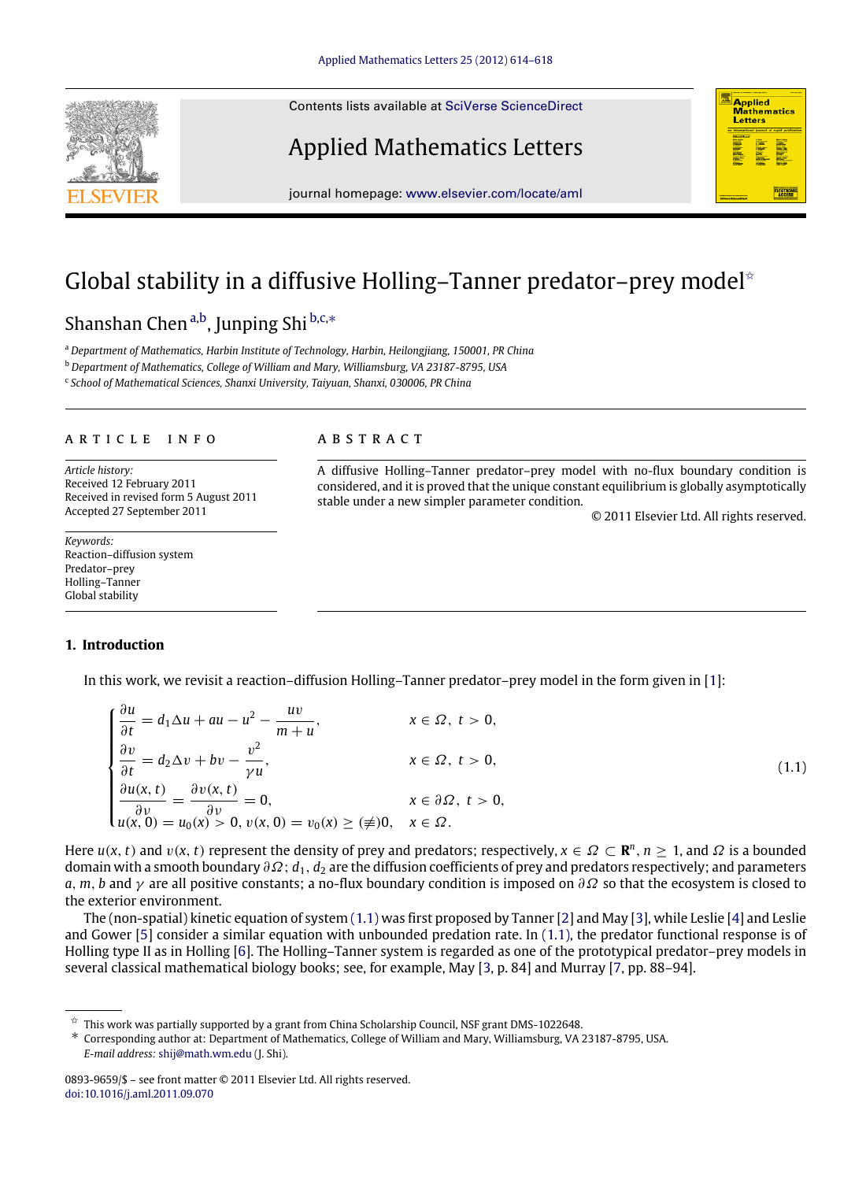# Global stability in a diffusive Holling–Tanner predator–prey model[☆]

Shanshan Chen[a,b], Junping Shi[b,c,*]

[a] Department of Mathematics, Harbin Institute of Technology, Harbin, Heilongjiang, 150001, PR China

[b] Department of Mathematics, College of William and Mary, Williamsburg, VA 23187-8795, USA

[c] School of Mathematical Sciences, Shanxi University, Taiyuan, Shanxi, 030006, PR China

## ARTICLE INFO

*Article history:*
Received 12 February 2011
Received in revised form 5 August 2011
Accepted 27 September 2011

*Keywords:*
Reaction–diffusion system
Predator–prey
Holling–Tanner
Global stability

## ABSTRACT

A diffusive Holling–Tanner predator–prey model with no-flux boundary condition is considered, and it is proved that the unique constant equilibrium is globally asymptotically stable under a new simpler parameter condition.

© 2011 Elsevier Ltd. All rights reserved.

## 1. Introduction

In this work, we revisit a reaction–diffusion Holling–Tanner predator–prey model in the form given in [1]:

$$
\begin{cases}
\dfrac{\partial u}{\partial t} = d_1 \Delta u + au - u^2 - \dfrac{uv}{m+u}, & x \in \Omega,\ t > 0, \\
\dfrac{\partial v}{\partial t} = d_2 \Delta v + bv - \dfrac{v^2}{\gamma u}, & x \in \Omega,\ t > 0, \\
\dfrac{\partial u(x,t)}{\partial \nu} = \dfrac{\partial v(x,t)}{\partial \nu} = 0, & x \in \partial\Omega,\ t > 0, \\
u(x,0) = u_0(x) > 0,\ v(x,0) = v_0(x) \geq (\not\equiv) 0, & x \in \Omega.
\end{cases}
\tag{1.1}
$$

Here $u(x,t)$ and $v(x,t)$ represent the density of prey and predators; respectively, $x \in \Omega \subset \mathbf{R}^n$, $n \geq 1$, and $\Omega$ is a bounded domain with a smooth boundary $\partial\Omega$; $d_1$, $d_2$ are the diffusion coefficients of prey and predators respectively; and parameters $a$, $m$, $b$ and $\gamma$ are all positive constants; a no-flux boundary condition is imposed on $\partial\Omega$ so that the ecosystem is closed to the exterior environment.

The (non-spatial) kinetic equation of system (1.1) was first proposed by Tanner [2] and May [3], while Leslie [4] and Leslie and Gower [5] consider a similar equation with unbounded predation rate. In (1.1), the predator functional response is of Holling type II as in Holling [6]. The Holling–Tanner system is regarded as one of the prototypical predator–prey models in several classical mathematical biology books; see, for example, May [3, p. 84] and Murray [7, pp. 88–94].

[☆] This work was partially supported by a grant from China Scholarship Council, NSF grant DMS-1022648.

[*] Corresponding author at: Department of Mathematics, College of William and Mary, Williamsburg, VA 23187-8795, USA.
*E-mail address:* shij@math.wm.edu (J. Shi).

0893-9659/$ – see front matter © 2011 Elsevier Ltd. All rights reserved.
doi:10.1016/j.aml.2011.09.070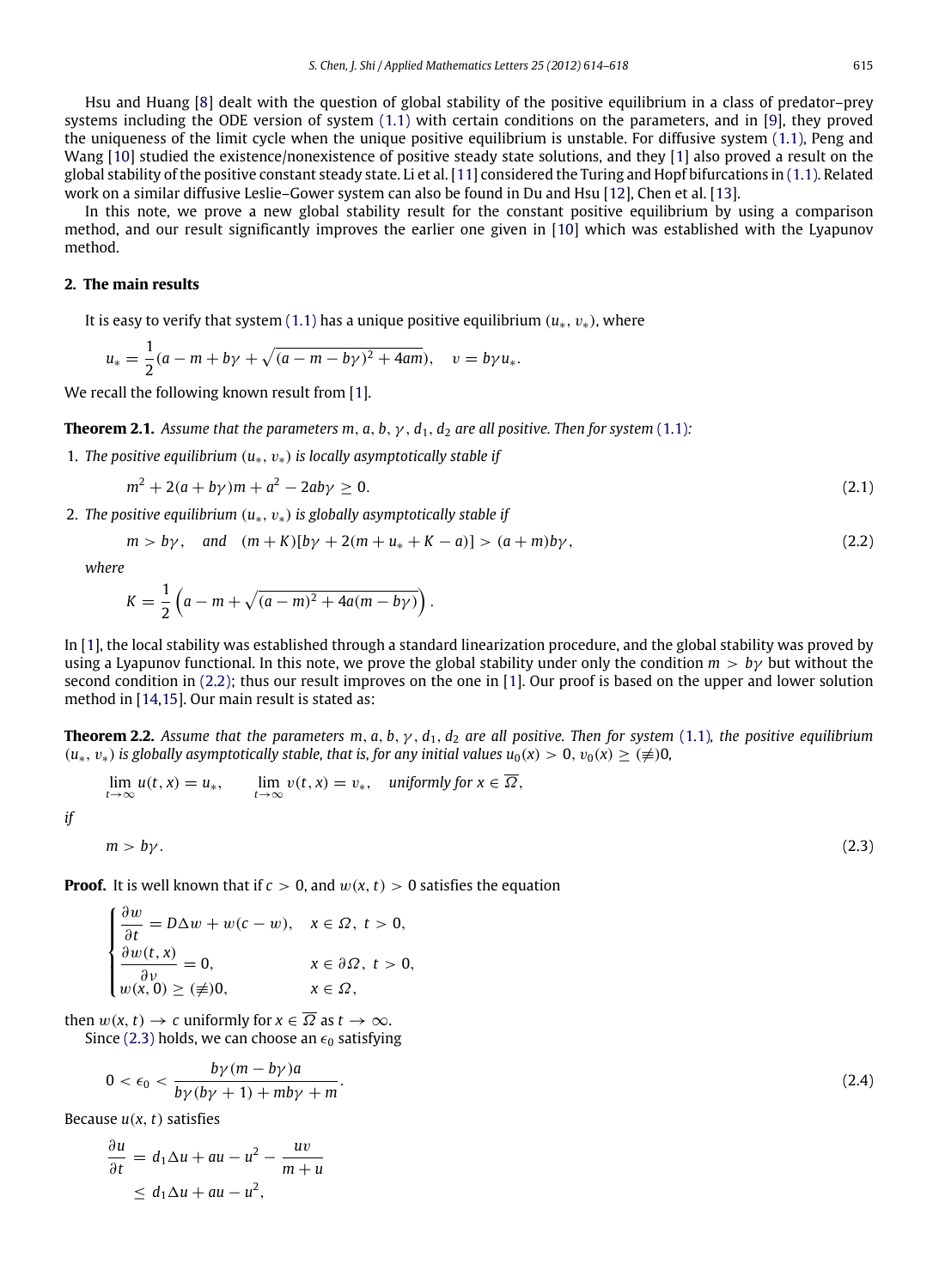Hsu and Huang [8] dealt with the question of global stability of the positive equilibrium in a class of predator–prey systems including the ODE version of system (1.1) with certain conditions on the parameters, and in [9], they proved the uniqueness of the limit cycle when the unique positive equilibrium is unstable. For diffusive system (1.1), Peng and Wang [10] studied the existence/nonexistence of positive steady state solutions, and they [1] also proved a result on the global stability of the positive constant steady state. Li et al. [11] considered the Turing and Hopf bifurcations in (1.1). Related work on a similar diffusive Leslie–Gower system can also be found in Du and Hsu [12], Chen et al. [13].

In this note, we prove a new global stability result for the constant positive equilibrium by using a comparison method, and our result significantly improves the earlier one given in [10] which was established with the Lyapunov method.

## 2. The main results

It is easy to verify that system (1.1) has a unique positive equilibrium $(u_*, v_*)$, where

$$u_* = \frac{1}{2}(a - m + b\gamma + \sqrt{(a - m - b\gamma)^2 + 4am}), \quad v = b\gamma u_*.$$

We recall the following known result from [1].

**Theorem 2.1.** *Assume that the parameters $m, a, b, \gamma, d_1, d_2$ are all positive. Then for system (1.1):*

1. *The positive equilibrium $(u_*, v_*)$ is locally asymptotically stable if*
$$m^2 + 2(a + b\gamma)m + a^2 - 2ab\gamma \geq 0. \tag{2.1}$$
2. *The positive equilibrium $(u_*, v_*)$ is globally asymptotically stable if*
$$m > b\gamma, \quad \text{and} \quad (m + K)[b\gamma + 2(m + u_* + K - a)] > (a + m)b\gamma, \tag{2.2}$$
*where*
$$K = \frac{1}{2}\left(a - m + \sqrt{(a - m)^2 + 4a(m - b\gamma)}\right).$$

In [1], the local stability was established through a standard linearization procedure, and the global stability was proved by using a Lyapunov functional. In this note, we prove the global stability under only the condition $m > b\gamma$ but without the second condition in (2.2); thus our result improves on the one in [1]. Our proof is based on the upper and lower solution method in [14,15]. Our main result is stated as:

**Theorem 2.2.** *Assume that the parameters $m, a, b, \gamma, d_1, d_2$ are all positive. Then for system (1.1), the positive equilibrium $(u_*, v_*)$ is globally asymptotically stable, that is, for any initial values $u_0(x) > 0$, $v_0(x) \geq (\not\equiv)0$,*

$$\lim_{t\to\infty} u(t, x) = u_*, \qquad \lim_{t\to\infty} v(t, x) = v_*, \quad \text{uniformly for } x \in \overline{\Omega},$$

*if*

$$m > b\gamma. \tag{2.3}$$

**Proof.** It is well known that if $c > 0$, and $w(x, t) > 0$ satisfies the equation

$$\begin{cases} \dfrac{\partial w}{\partial t} = D\Delta w + w(c - w), & x \in \Omega,\ t > 0, \\ \dfrac{\partial w(t, x)}{\partial \nu} = 0, & x \in \partial\Omega,\ t > 0, \\ w(x, 0) \geq (\not\equiv)0, & x \in \Omega, \end{cases}$$

then $w(x, t) \to c$ uniformly for $x \in \overline{\Omega}$ as $t \to \infty$.

Since (2.3) holds, we can choose an $\epsilon_0$ satisfying

$$0 < \epsilon_0 < \frac{b\gamma(m - b\gamma)a}{b\gamma(b\gamma + 1) + mb\gamma + m}. \tag{2.4}$$

Because $u(x, t)$ satisfies

$$\begin{aligned} \frac{\partial u}{\partial t} &= d_1\Delta u + au - u^2 - \frac{uv}{m + u} \\ &\leq d_1\Delta u + au - u^2, \end{aligned}$$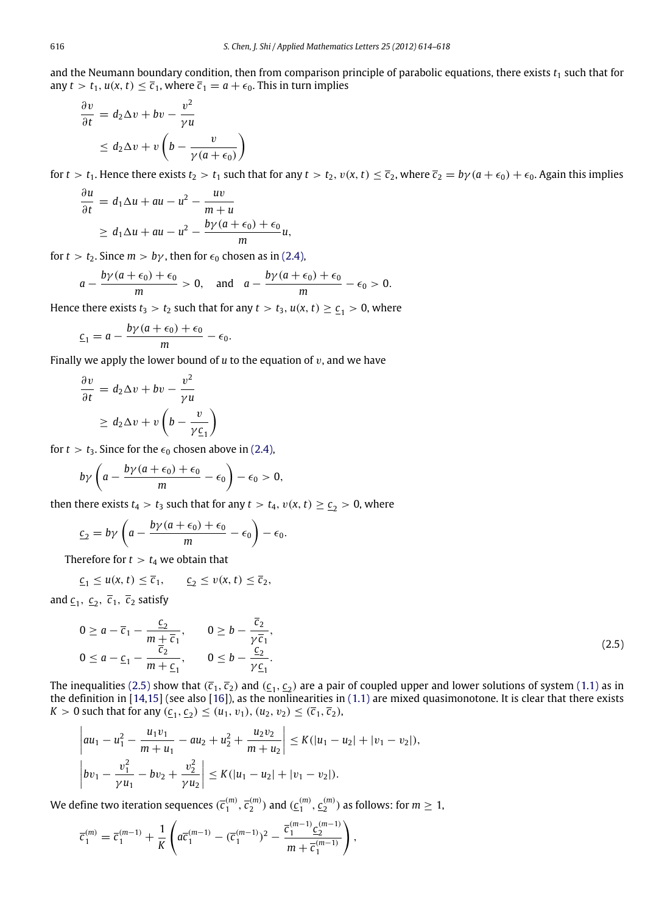and the Neumann boundary condition, then from comparison principle of parabolic equations, there exists $t_1$ such that for any $t > t_1$, $u(x,t) \le \overline{c}_1$, where $\overline{c}_1 = a + \epsilon_0$. This in turn implies

$$
\begin{aligned}
\frac{\partial v}{\partial t} &= d_2 \Delta v + bv - \frac{v^2}{\gamma u} \\
&\le d_2 \Delta v + v\left(b - \frac{v}{\gamma(a+\epsilon_0)}\right)
\end{aligned}
$$

for $t > t_1$. Hence there exists $t_2 > t_1$ such that for any $t > t_2$, $v(x,t) \le \overline{c}_2$, where $\overline{c}_2 = b\gamma(a+\epsilon_0) + \epsilon_0$. Again this implies

$$
\begin{aligned}
\frac{\partial u}{\partial t} &= d_1 \Delta u + au - u^2 - \frac{uv}{m+u} \\
&\ge d_1 \Delta u + au - u^2 - \frac{b\gamma(a+\epsilon_0)+\epsilon_0}{m} u,
\end{aligned}
$$

for $t > t_2$. Since $m > b\gamma$, then for $\epsilon_0$ chosen as in (2.4),

$$
a - \frac{b\gamma(a+\epsilon_0)+\epsilon_0}{m} > 0, \quad \text{and} \quad a - \frac{b\gamma(a+\epsilon_0)+\epsilon_0}{m} - \epsilon_0 > 0.
$$

Hence there exists $t_3 > t_2$ such that for any $t > t_3$, $u(x,t) \ge \underline{c}_1 > 0$, where

$$
\underline{c}_1 = a - \frac{b\gamma(a+\epsilon_0)+\epsilon_0}{m} - \epsilon_0.
$$

Finally we apply the lower bound of $u$ to the equation of $v$, and we have

$$
\begin{aligned}
\frac{\partial v}{\partial t} &= d_2 \Delta v + bv - \frac{v^2}{\gamma u} \\
&\ge d_2 \Delta v + v\left(b - \frac{v}{\gamma \underline{c}_1}\right)
\end{aligned}
$$

for $t > t_3$. Since for the $\epsilon_0$ chosen above in (2.4),

$$
b\gamma\left(a - \frac{b\gamma(a+\epsilon_0)+\epsilon_0}{m} - \epsilon_0\right) - \epsilon_0 > 0,
$$

then there exists $t_4 > t_3$ such that for any $t > t_4$, $v(x,t) \ge \underline{c}_2 > 0$, where

$$
\underline{c}_2 = b\gamma\left(a - \frac{b\gamma(a+\epsilon_0)+\epsilon_0}{m} - \epsilon_0\right) - \epsilon_0.
$$

Therefore for $t > t_4$ we obtain that

$$
\underline{c}_1 \le u(x,t) \le \overline{c}_1, \qquad \underline{c}_2 \le v(x,t) \le \overline{c}_2,
$$

and $\underline{c}_1$, $\underline{c}_2$, $\overline{c}_1$, $\overline{c}_2$ satisfy

$$
\begin{aligned}
&0 \ge a - \overline{c}_1 - \frac{\underline{c}_2}{m + \overline{c}_1}, \qquad 0 \ge b - \frac{\overline{c}_2}{\gamma \overline{c}_1}, \\
&0 \le a - \underline{c}_1 - \frac{\overline{c}_2}{m + \underline{c}_1}, \qquad 0 \le b - \frac{\underline{c}_2}{\gamma \underline{c}_1}.
\end{aligned}
\tag{2.5}
$$

The inequalities (2.5) show that $(\overline{c}_1, \overline{c}_2)$ and $(\underline{c}_1, \underline{c}_2)$ are a pair of coupled upper and lower solutions of system (1.1) as in the definition in [14,15] (see also [16]), as the nonlinearities in (1.1) are mixed quasimonotone. It is clear that there exists $K > 0$ such that for any $(\underline{c}_1, \underline{c}_2) \le (u_1, v_1), (u_2, v_2) \le (\overline{c}_1, \overline{c}_2)$,

$$
\begin{aligned}
&\left| au_1 - u_1^2 - \frac{u_1 v_1}{m + u_1} - au_2 + u_2^2 + \frac{u_2 v_2}{m + u_2} \right| \le K(|u_1 - u_2| + |v_1 - v_2|), \\
&\left| bv_1 - \frac{v_1^2}{\gamma u_1} - bv_2 + \frac{v_2^2}{\gamma u_2} \right| \le K(|u_1 - u_2| + |v_1 - v_2|).
\end{aligned}
$$

We define two iteration sequences $(\overline{c}_1^{(m)}, \overline{c}_2^{(m)})$ and $(\underline{c}_1^{(m)}, \underline{c}_2^{(m)})$ as follows: for $m \ge 1$,

$$
\overline{c}_1^{(m)} = \overline{c}_1^{(m-1)} + \frac{1}{K}\left(a\overline{c}_1^{(m-1)} - (\overline{c}_1^{(m-1)})^2 - \frac{\overline{c}_1^{(m-1)} \underline{c}_2^{(m-1)}}{m + \overline{c}_1^{(m-1)}}\right),
$$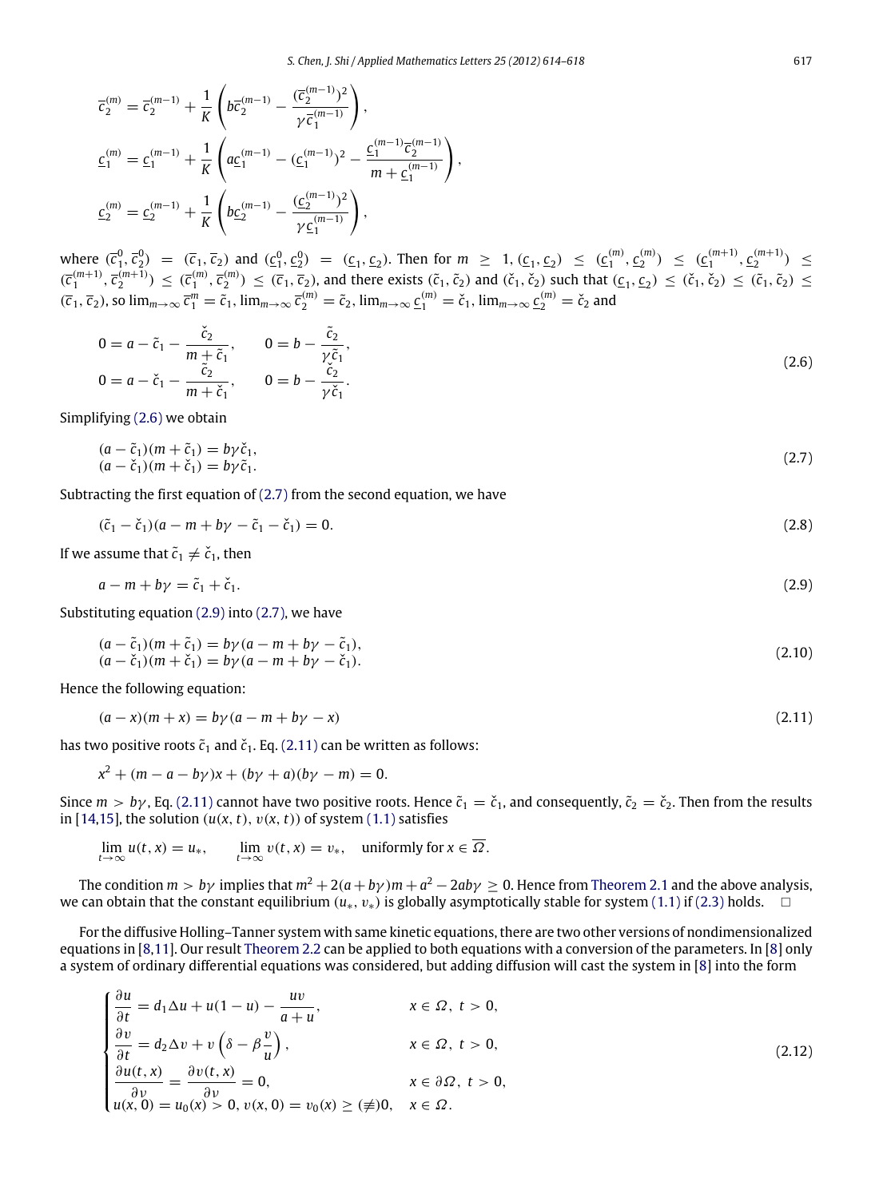$$\overline{c}_2^{(m)} = \overline{c}_2^{(m-1)} + \frac{1}{K}\left(b\overline{c}_2^{(m-1)} - \frac{(\overline{c}_2^{(m-1)})^2}{\gamma \overline{c}_1^{(m-1)}}\right),$$

$$\underline{c}_1^{(m)} = \underline{c}_1^{(m-1)} + \frac{1}{K}\left(a\underline{c}_1^{(m-1)} - (\underline{c}_1^{(m-1)})^2 - \frac{\underline{c}_1^{(m-1)}\overline{c}_2^{(m-1)}}{m + \underline{c}_1^{(m-1)}}\right),$$

$$\underline{c}_2^{(m)} = \underline{c}_2^{(m-1)} + \frac{1}{K}\left(b\underline{c}_2^{(m-1)} - \frac{(\underline{c}_2^{(m-1)})^2}{\gamma \underline{c}_1^{(m-1)}}\right),$$

where $(\overline{c}_1^0, \overline{c}_2^0) = (\overline{c}_1, \overline{c}_2)$ and $(\underline{c}_1^0, \underline{c}_2^0) = (\underline{c}_1, \underline{c}_2)$. Then for $m \geq 1$, $(\underline{c}_1, \underline{c}_2) \leq (\underline{c}_1^{(m)}, \underline{c}_2^{(m)}) \leq (\underline{c}_1^{(m+1)}, \underline{c}_2^{(m+1)}) \leq (\overline{c}_1^{(m+1)}, \overline{c}_2^{(m+1)}) \leq (\overline{c}_1^{(m)}, \overline{c}_2^{(m)}) \leq (\overline{c}_1, \overline{c}_2)$, and there exists $(\tilde{c}_1, \tilde{c}_2)$ and $(\check{c}_1, \check{c}_2)$ such that $(\underline{c}_1, \underline{c}_2) \leq (\check{c}_1, \check{c}_2) \leq (\tilde{c}_1, \tilde{c}_2) \leq (\overline{c}_1, \overline{c}_2)$, so $\lim_{m\to\infty} \overline{c}_1^m = \tilde{c}_1$, $\lim_{m\to\infty} \overline{c}_2^{(m)} = \tilde{c}_2$, $\lim_{m\to\infty} \underline{c}_1^{(m)} = \check{c}_1$, $\lim_{m\to\infty} \underline{c}_2^{(m)} = \check{c}_2$ and

$$\begin{aligned}
&0 = a - \tilde{c}_1 - \frac{\check{c}_2}{m + \tilde{c}_1}, \qquad 0 = b - \frac{\tilde{c}_2}{\gamma \tilde{c}_1}, \\
&0 = a - \check{c}_1 - \frac{\tilde{c}_2}{m + \check{c}_1}, \qquad 0 = b - \frac{\check{c}_2}{\gamma \check{c}_1}.
\end{aligned} \tag{2.6}$$

Simplifying (2.6) we obtain

$$\begin{aligned}
&(a - \tilde{c}_1)(m + \tilde{c}_1) = b\gamma \check{c}_1, \\
&(a - \check{c}_1)(m + \check{c}_1) = b\gamma \tilde{c}_1.
\end{aligned} \tag{2.7}$$

Subtracting the first equation of (2.7) from the second equation, we have

$$(\tilde{c}_1 - \check{c}_1)(a - m + b\gamma - \tilde{c}_1 - \check{c}_1) = 0. \tag{2.8}$$

If we assume that $\tilde{c}_1 \neq \check{c}_1$, then

$$a - m + b\gamma = \tilde{c}_1 + \check{c}_1. \tag{2.9}$$

Substituting equation (2.9) into (2.7), we have

$$\begin{aligned}
&(a - \tilde{c}_1)(m + \tilde{c}_1) = b\gamma(a - m + b\gamma - \tilde{c}_1), \\
&(a - \check{c}_1)(m + \check{c}_1) = b\gamma(a - m + b\gamma - \check{c}_1).
\end{aligned} \tag{2.10}$$

Hence the following equation:

$$(a - x)(m + x) = b\gamma(a - m + b\gamma - x) \tag{2.11}$$

has two positive roots $\tilde{c}_1$ and $\check{c}_1$. Eq. (2.11) can be written as follows:

$$x^2 + (m - a - b\gamma)x + (b\gamma + a)(b\gamma - m) = 0.$$

Since $m > b\gamma$, Eq. (2.11) cannot have two positive roots. Hence $\tilde{c}_1 = \check{c}_1$, and consequently, $\tilde{c}_2 = \check{c}_2$. Then from the results in [14,15], the solution $(u(x, t), v(x, t))$ of system (1.1) satisfies

$$\lim_{t\to\infty} u(t, x) = u_*, \qquad \lim_{t\to\infty} v(t, x) = v_*, \quad \text{uniformly for } x \in \overline{\Omega}.$$

The condition $m > b\gamma$ implies that $m^2 + 2(a + b\gamma)m + a^2 - 2ab\gamma \geq 0$. Hence from Theorem 2.1 and the above analysis, we can obtain that the constant equilibrium $(u_*, v_*)$ is globally asymptotically stable for system (1.1) if (2.3) holds. □

For the diffusive Holling–Tanner system with same kinetic equations, there are two other versions of nondimensionalized equations in [8,11]. Our result Theorem 2.2 can be applied to both equations with a conversion of the parameters. In [8] only a system of ordinary differential equations was considered, but adding diffusion will cast the system in [8] into the form

$$\begin{cases}
\dfrac{\partial u}{\partial t} = d_1 \Delta u + u(1 - u) - \dfrac{uv}{a + u}, & x \in \Omega,\ t > 0, \\[2mm]
\dfrac{\partial v}{\partial t} = d_2 \Delta v + v\left(\delta - \beta \dfrac{v}{u}\right), & x \in \Omega,\ t > 0, \\[2mm]
\dfrac{\partial u(t, x)}{\partial \nu} = \dfrac{\partial v(t, x)}{\partial \nu} = 0, & x \in \partial\Omega,\ t > 0, \\[2mm]
u(x, 0) = u_0(x) > 0,\ v(x, 0) = v_0(x) \geq (\not\equiv) 0, & x \in \Omega.
\end{cases} \tag{2.12}$$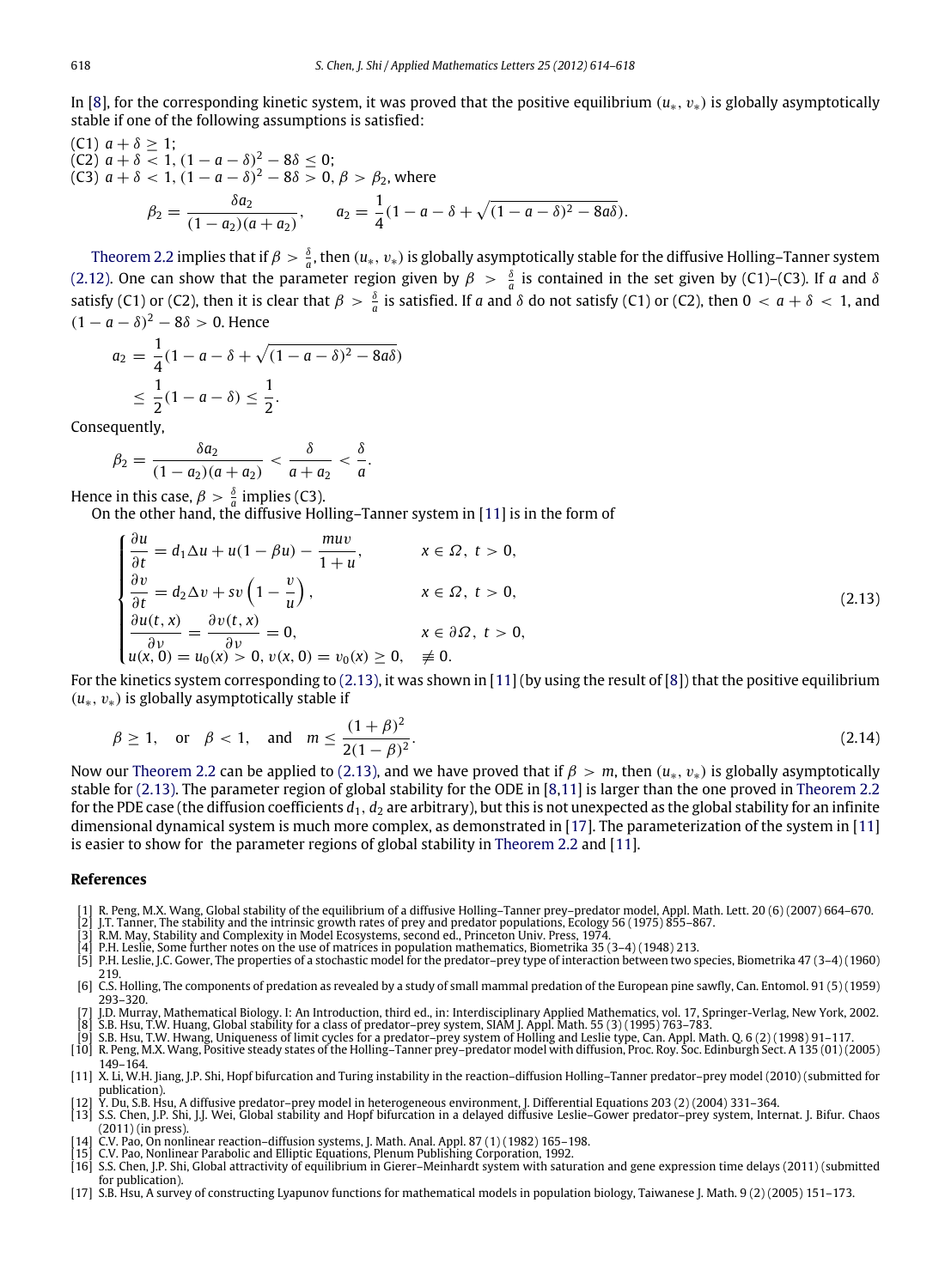In [8], for the corresponding kinetic system, it was proved that the positive equilibrium $(u_*, v_*)$ is globally asymptotically stable if one of the following assumptions is satisfied:

(C1) $a + \delta \geq 1$;
(C2) $a + \delta < 1$, $(1 - a - \delta)^2 - 8\delta \leq 0$;
(C3) $a + \delta < 1$, $(1 - a - \delta)^2 - 8\delta > 0$, $\beta > \beta_2$, where

$$\beta_2 = \frac{\delta a_2}{(1 - a_2)(a + a_2)}, \qquad a_2 = \frac{1}{4}(1 - a - \delta + \sqrt{(1 - a - \delta)^2 - 8a\delta}).$$

Theorem 2.2 implies that if $\beta > \frac{\delta}{a}$, then $(u_*, v_*)$ is globally asymptotically stable for the diffusive Holling–Tanner system (2.12). One can show that the parameter region given by $\beta > \frac{\delta}{a}$ is contained in the set given by (C1)–(C3). If $a$ and $\delta$ satisfy (C1) or (C2), then it is clear that $\beta > \frac{\delta}{a}$ is satisfied. If $a$ and $\delta$ do not satisfy (C1) or (C2), then $0 < a + \delta < 1$, and $(1 - a - \delta)^2 - 8\delta > 0$. Hence

$$\begin{aligned} a_2 &= \frac{1}{4}(1 - a - \delta + \sqrt{(1 - a - \delta)^2 - 8a\delta}) \\ &\leq \frac{1}{2}(1 - a - \delta) \leq \frac{1}{2}. \end{aligned}$$

Consequently,

$$\beta_2 = \frac{\delta a_2}{(1 - a_2)(a + a_2)} < \frac{\delta}{a + a_2} < \frac{\delta}{a}.$$

Hence in this case, $\beta > \frac{\delta}{a}$ implies (C3).

On the other hand, the diffusive Holling–Tanner system in [11] is in the form of

$$\begin{cases} \dfrac{\partial u}{\partial t} = d_1 \Delta u + u(1 - \beta u) - \dfrac{muv}{1 + u}, & x \in \Omega,\ t > 0, \\ \dfrac{\partial v}{\partial t} = d_2 \Delta v + sv\left(1 - \dfrac{v}{u}\right), & x \in \Omega,\ t > 0, \\ \dfrac{\partial u(t, x)}{\partial \nu} = \dfrac{\partial v(t, x)}{\partial \nu} = 0, & x \in \partial\Omega,\ t > 0, \\ u(x, 0) = u_0(x) > 0,\ v(x, 0) = v_0(x) \geq 0, & \not\equiv 0. \end{cases} \tag{2.13}$$

For the kinetics system corresponding to (2.13), it was shown in [11] (by using the result of [8]) that the positive equilibrium $(u_*, v_*)$ is globally asymptotically stable if

$$\beta \geq 1, \quad \text{or} \quad \beta < 1, \quad \text{and} \quad m \leq \frac{(1 + \beta)^2}{2(1 - \beta)^2}. \tag{2.14}$$

Now our Theorem 2.2 can be applied to (2.13), and we have proved that if $\beta > m$, then $(u_*, v_*)$ is globally asymptotically stable for (2.13). The parameter region of global stability for the ODE in [8,11] is larger than the one proved in Theorem 2.2 for the PDE case (the diffusion coefficients $d_1$, $d_2$ are arbitrary), but this is not unexpected as the global stability for an infinite dimensional dynamical system is much more complex, as demonstrated in [17]. The parameterization of the system in [11] is easier to show for the parameter regions of global stability in Theorem 2.2 and [11].

## References

[1] R. Peng, M.X. Wang, Global stability of the equilibrium of a diffusive Holling–Tanner prey–predator model, Appl. Math. Lett. 20 (6) (2007) 664–670.
[2] J.T. Tanner, The stability and the intrinsic growth rates of prey and predator populations, Ecology 56 (1975) 855–867.
[3] R.M. May, Stability and Complexity in Model Ecosystems, second ed., Princeton Univ. Press, 1974.
[4] P.H. Leslie, Some further notes on the use of matrices in population mathematics, Biometrika 35 (3–4) (1948) 213.
[5] P.H. Leslie, J.C. Gower, The properties of a stochastic model for the predator–prey type of interaction between two species, Biometrika 47 (3–4) (1960) 219.
[6] C.S. Holling, The components of predation as revealed by a study of small mammal predation of the European pine sawfly, Can. Entomol. 91 (5) (1959) 293–320.
[7] J.D. Murray, Mathematical Biology. I: An Introduction, third ed., in: Interdisciplinary Applied Mathematics, vol. 17, Springer-Verlag, New York, 2002.
[8] S.B. Hsu, T.W. Huang, Global stability for a class of predator–prey system, SIAM J. Appl. Math. 55 (3) (1995) 763–783.
[9] S.B. Hsu, T.W. Hwang, Uniqueness of limit cycles for a predator–prey system of Holling and Leslie type, Can. Appl. Math. Q. 6 (2) (1998) 91–117.
[10] R. Peng, M.X. Wang, Positive steady states of the Holling–Tanner prey–predator model with diffusion, Proc. Roy. Soc. Edinburgh Sect. A 135 (01) (2005) 149–164.
[11] X. Li, W.H. Jiang, J.P. Shi, Hopf bifurcation and Turing instability in the reaction–diffusion Holling–Tanner predator–prey model (2010) (submitted for publication).
[12] Y. Du, S.B. Hsu, A diffusive predator–prey model in heterogeneous environment, J. Differential Equations 203 (2) (2004) 331–364.
[13] S.S. Chen, J.P. Shi, J.J. Wei, Global stability and Hopf bifurcation in a delayed diffusive Leslie–Gower predator–prey system, Internat. J. Bifur. Chaos (2011) (in press).
[14] C.V. Pao, On nonlinear reaction–diffusion systems, J. Math. Anal. Appl. 87 (1) (1982) 165–198.
[15] C.V. Pao, Nonlinear Parabolic and Elliptic Equations, Plenum Publishing Corporation, 1992.
[16] S.S. Chen, J.P. Shi, Global attractivity of equilibrium in Gierer–Meinhardt system with saturation and gene expression time delays (2011) (submitted for publication).
[17] S.B. Hsu, A survey of constructing Lyapunov functions for mathematical models in population biology, Taiwanese J. Math. 9 (2) (2005) 151–173.